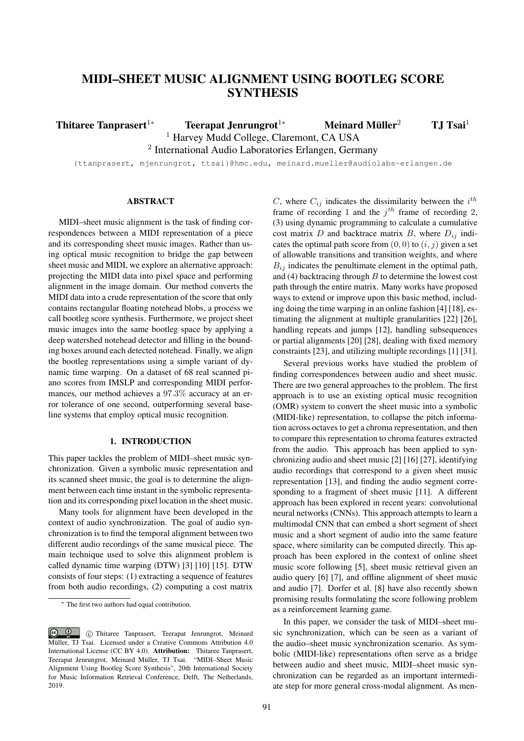# MIDI–SHEET MUSIC ALIGNMENT USING BOOTLEG SCORE SYNTHESIS

**Thitaree Tanprasert[1*]** **Teerapat Jenrungrot[1*]** **Meinard Müller[2]** **TJ Tsai[1]**

[1] Harvey Mudd College, Claremont, CA USA

[2] International Audio Laboratories Erlangen, Germany

{ttanprasert, mjenrungrot, ttsai}@hmc.edu, meinard.mueller@audiolabs-erlangen.de

## ABSTRACT

MIDI–sheet music alignment is the task of finding correspondences between a MIDI representation of a piece and its corresponding sheet music images. Rather than using optical music recognition to bridge the gap between sheet music and MIDI, we explore an alternative approach: projecting the MIDI data into pixel space and performing alignment in the image domain. Our method converts the MIDI data into a crude representation of the score that only contains rectangular floating notehead blobs, a process we call bootleg score synthesis. Furthermore, we project sheet music images into the same bootleg space by applying a deep watershed notehead detector and filling in the bounding boxes around each detected notehead. Finally, we align the bootleg representations using a simple variant of dynamic time warping. On a dataset of 68 real scanned piano scores from IMSLP and corresponding MIDI performances, our method achieves a $97.3\%$ accuracy at an error tolerance of one second, outperforming several baseline systems that employ optical music recognition.

## 1. INTRODUCTION

This paper tackles the problem of MIDI–sheet music synchronization. Given a symbolic music representation and its scanned sheet music, the goal is to determine the alignment between each time instant in the symbolic representation and its corresponding pixel location in the sheet music.

Many tools for alignment have been developed in the context of audio synchronization. The goal of audio synchronization is to find the temporal alignment between two different audio recordings of the same musical piece. The main technique used to solve this alignment problem is called dynamic time warping (DTW) [3] [10] [15]. DTW consists of four steps: (1) extracting a sequence of features from both audio recordings, (2) computing a cost matrix $C$, where $C_{ij}$ indicates the dissimilarity between the $i^{th}$ frame of recording 1 and the $j^{th}$ frame of recording 2, (3) using dynamic programming to calculate a cumulative cost matrix $D$ and backtrace matrix $B$, where $D_{ij}$ indicates the optimal path score from $(0,0)$ to $(i,j)$ given a set of allowable transitions and transition weights, and where $B_{ij}$ indicates the penultimate element in the optimal path, and (4) backtracing through $B$ to determine the lowest cost path through the entire matrix. Many works have proposed ways to extend or improve upon this basic method, including doing the time warping in an online fashion [4] [18], estimating the alignment at multiple granularities [22] [26], handling repeats and jumps [12], handling subsequences or partial alignments [20] [28], dealing with fixed memory constraints [23], and utilizing multiple recordings [1] [31].

Several previous works have studied the problem of finding correspondences between audio and sheet music. There are two general approaches to the problem. The first approach is to use an existing optical music recognition (OMR) system to convert the sheet music into a symbolic (MIDI-like) representation, to collapse the pitch information across octaves to get a chroma representation, and then to compare this representation to chroma features extracted from the audio. This approach has been applied to synchronizing audio and sheet music [2] [16] [27], identifying audio recordings that correspond to a given sheet music representation [13], and finding the audio segment corresponding to a fragment of sheet music [11]. A different approach has been explored in recent years: convolutional neural networks (CNNs). This approach attempts to learn a multimodal CNN that can embed a short segment of sheet music and a short segment of audio into the same feature space, where similarity can be computed directly. This approach has been explored in the context of online sheet music score following [5], sheet music retrieval given an audio query [6] [7], and offline alignment of sheet music and audio [7]. Dorfer et al. [8] have also recently shown promising results formulating the score following problem as a reinforcement learning game.

In this paper, we consider the task of MIDI–sheet music synchronization, which can be seen as a variant of the audio–sheet music synchronization scenario. As symbolic (MIDI-like) representations often serve as a bridge between audio and sheet music, MIDI–sheet music synchronization can be regarded as an important intermediate step for more general cross-modal alignment. As men-

* The first two authors had equal contribution.

© Thitaree Tanprasert, Teerapat Jenrungrot, Meinard Müller, TJ Tsai. Licensed under a Creative Commons Attribution 4.0 International License (CC BY 4.0). **Attribution:** Thitaree Tanprasert, Teerapat Jenrungrot, Meinard Müller, TJ Tsai. "MIDI–Sheet Music Alignment Using Bootleg Score Synthesis", 20th International Society for Music Information Retrieval Conference, Delft, The Netherlands, 2019.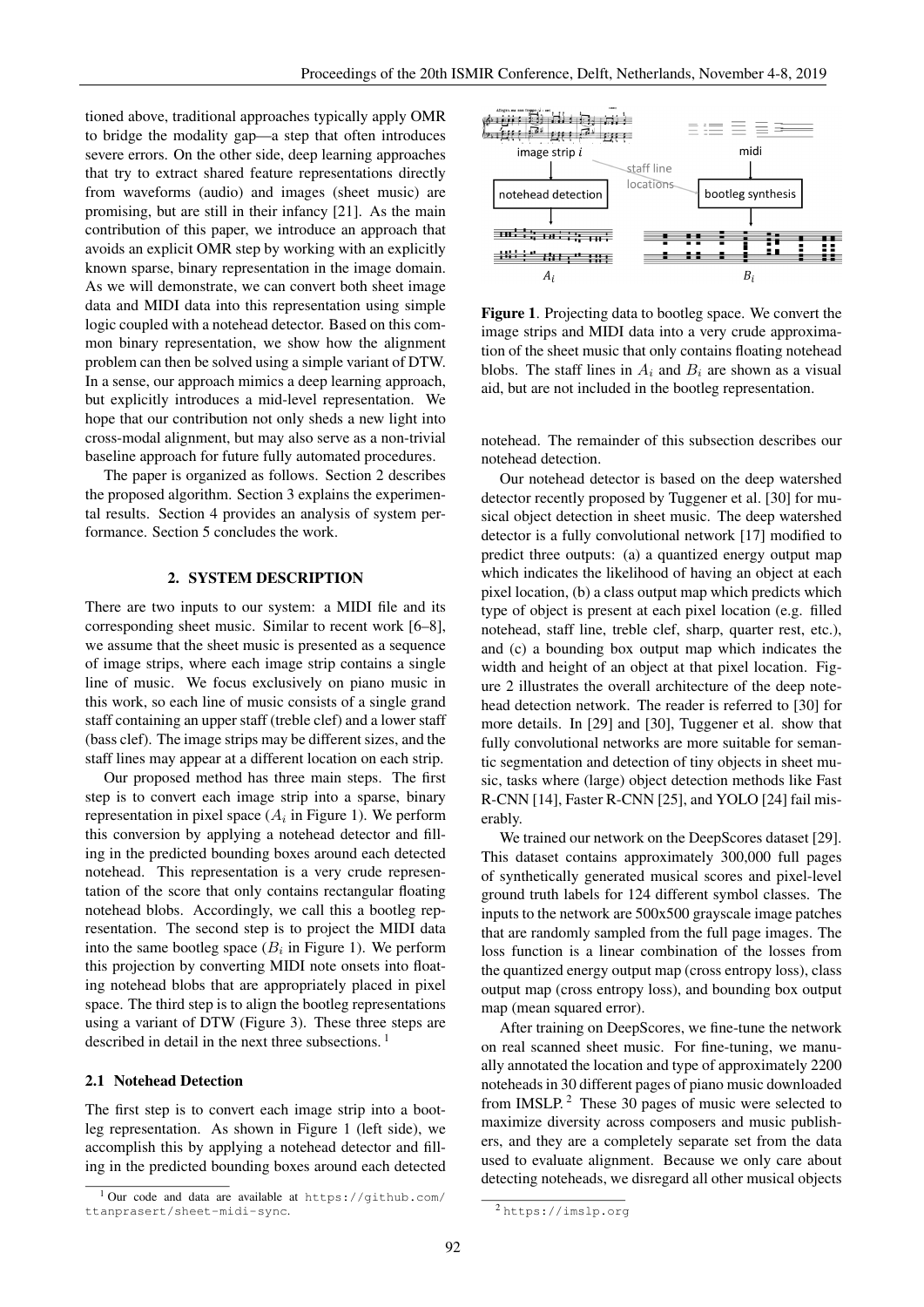tioned above, traditional approaches typically apply OMR to bridge the modality gap—a step that often introduces severe errors. On the other side, deep learning approaches that try to extract shared feature representations directly from waveforms (audio) and images (sheet music) are promising, but are still in their infancy [21]. As the main contribution of this paper, we introduce an approach that avoids an explicit OMR step by working with an explicitly known sparse, binary representation in the image domain. As we will demonstrate, we can convert both sheet image data and MIDI data into this representation using simple logic coupled with a notehead detector. Based on this common binary representation, we show how the alignment problem can then be solved using a simple variant of DTW. In a sense, our approach mimics a deep learning approach, but explicitly introduces a mid-level representation. We hope that our contribution not only sheds a new light into cross-modal alignment, but may also serve as a non-trivial baseline approach for future fully automated procedures.

The paper is organized as follows. Section 2 describes the proposed algorithm. Section 3 explains the experimental results. Section 4 provides an analysis of system performance. Section 5 concludes the work.

## 2. SYSTEM DESCRIPTION

There are two inputs to our system: a MIDI file and its corresponding sheet music. Similar to recent work [6–8], we assume that the sheet music is presented as a sequence of image strips, where each image strip contains a single line of music. We focus exclusively on piano music in this work, so each line of music consists of a single grand staff containing an upper staff (treble clef) and a lower staff (bass clef). The image strips may be different sizes, and the staff lines may appear at a different location on each strip.

Our proposed method has three main steps. The first step is to convert each image strip into a sparse, binary representation in pixel space ($A_i$ in Figure 1). We perform this conversion by applying a notehead detector and filling in the predicted bounding boxes around each detected notehead. This representation is a very crude representation of the score that only contains rectangular floating notehead blobs. Accordingly, we call this a bootleg representation. The second step is to project the MIDI data into the same bootleg space ($B_i$ in Figure 1). We perform this projection by converting MIDI note onsets into floating notehead blobs that are appropriately placed in pixel space. The third step is to align the bootleg representations using a variant of DTW (Figure 3). These three steps are described in detail in the next three subsections. [1]

### 2.1 Notehead Detection

The first step is to convert each image strip into a bootleg representation. As shown in Figure 1 (left side), we accomplish this by applying a notehead detector and filling in the predicted bounding boxes around each detected notehead. The remainder of this subsection describes our notehead detection.

[1] Our code and data are available at https://github.com/ttanprasert/sheet-midi-sync.

**Figure 1**. Projecting data to bootleg space. We convert the image strips and MIDI data into a very crude approximation of the sheet music that only contains floating notehead blobs. The staff lines in $A_i$ and $B_i$ are shown as a visual aid, but are not included in the bootleg representation.

Our notehead detector is based on the deep watershed detector recently proposed by Tuggener et al. [30] for musical object detection in sheet music. The deep watershed detector is a fully convolutional network [17] modified to predict three outputs: (a) a quantized energy output map which indicates the likelihood of having an object at each pixel location, (b) a class output map which predicts which type of object is present at each pixel location (e.g. filled notehead, staff line, treble clef, sharp, quarter rest, etc.), and (c) a bounding box output map which indicates the width and height of an object at that pixel location. Figure 2 illustrates the overall architecture of the deep notehead detection network. The reader is referred to [30] for more details. In [29] and [30], Tuggener et al. show that fully convolutional networks are more suitable for semantic segmentation and detection of tiny objects in sheet music, tasks where (large) object detection methods like Fast R-CNN [14], Faster R-CNN [25], and YOLO [24] fail miserably.

We trained our network on the DeepScores dataset [29]. This dataset contains approximately 300,000 full pages of synthetically generated musical scores and pixel-level ground truth labels for 124 different symbol classes. The inputs to the network are 500x500 grayscale image patches that are randomly sampled from the full page images. The loss function is a linear combination of the losses from the quantized energy output map (cross entropy loss), class output map (cross entropy loss), and bounding box output map (mean squared error).

After training on DeepScores, we fine-tune the network on real scanned sheet music. For fine-tuning, we manually annotated the location and type of approximately 2200 noteheads in 30 different pages of piano music downloaded from IMSLP. [2] These 30 pages of music were selected to maximize diversity across composers and music publishers, and they are a completely separate set from the data used to evaluate alignment. Because we only care about detecting noteheads, we disregard all other musical objects

[2] https://imslp.org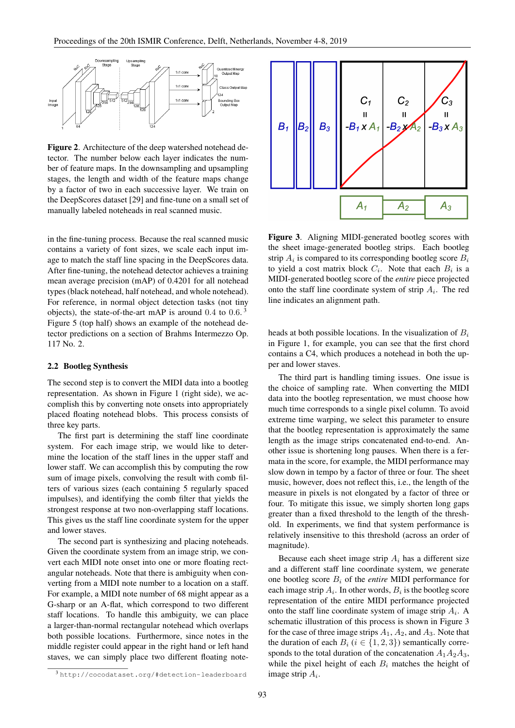**Figure 2**. Architecture of the deep watershed notehead detector. The number below each layer indicates the number of feature maps. In the downsampling and upsampling stages, the length and width of the feature maps change by a factor of two in each successive layer. We train on the DeepScores dataset [29] and fine-tune on a small set of manually labeled noteheads in real scanned music.

in the fine-tuning process. Because the real scanned music contains a variety of font sizes, we scale each input image to match the staff line spacing in the DeepScores data. After fine-tuning, the notehead detector achieves a training mean average precision (mAP) of 0.4201 for all notehead types (black notehead, half notehead, and whole notehead). For reference, in normal object detection tasks (not tiny objects), the state-of-the-art mAP is around 0.4 to 0.6.[3] Figure 5 (top half) shows an example of the notehead detector predictions on a section of Brahms Intermezzo Op. 117 No. 2.

### 2.2 Bootleg Synthesis

The second step is to convert the MIDI data into a bootleg representation. As shown in Figure 1 (right side), we accomplish this by converting note onsets into appropriately placed floating notehead blobs. This process consists of three key parts.

The first part is determining the staff line coordinate system. For each image strip, we would like to determine the location of the staff lines in the upper staff and lower staff. We can accomplish this by computing the row sum of image pixels, convolving the result with comb filters of various sizes (each containing 5 regularly spaced impulses), and identifying the comb filter that yields the strongest response at two non-overlapping staff locations. This gives us the staff line coordinate system for the upper and lower staves.

The second part is synthesizing and placing noteheads. Given the coordinate system from an image strip, we convert each MIDI note onset into one or more floating rectangular noteheads. Note that there is ambiguity when converting from a MIDI note number to a location on a staff. For example, a MIDI note number of 68 might appear as a G-sharp or an A-flat, which correspond to two different staff locations. To handle this ambiguity, we can place a larger-than-normal rectangular notehead which overlaps both possible locations. Furthermore, since notes in the middle register could appear in the right hand or left hand staves, we can simply place two different floating noteheads at both possible locations. In the visualization of $B_i$ in Figure 1, for example, you can see that the first chord contains a C4, which produces a notehead in both the upper and lower staves.

The third part is handling timing issues. One issue is the choice of sampling rate. When converting the MIDI data into the bootleg representation, we must choose how much time corresponds to a single pixel column. To avoid extreme time warping, we select this parameter to ensure that the bootleg representation is approximately the same length as the image strips concatenated end-to-end. Another issue is shortening long pauses. When there is a fermata in the score, for example, the MIDI performance may slow down in tempo by a factor of three or four. The sheet music, however, does not reflect this, i.e., the length of the measure in pixels is not elongated by a factor of three or four. To mitigate this issue, we simply shorten long gaps greater than a fixed threshold to the length of the threshold. In experiments, we find that system performance is relatively insensitive to this threshold (across an order of magnitude).

**Figure 3**. Aligning MIDI-generated bootleg scores with the sheet image-generated bootleg strips. Each bootleg strip $A_i$ is compared to its corresponding bootleg score $B_i$ to yield a cost matrix block $C_i$. Note that each $B_i$ is a MIDI-generated bootleg score of the *entire* piece projected onto the staff line coordinate system of strip $A_i$. The red line indicates an alignment path.

Because each sheet image strip $A_i$ has a different size and a different staff line coordinate system, we generate one bootleg score $B_i$ of the *entire* MIDI performance for each image strip $A_i$. In other words, $B_i$ is the bootleg score representation of the entire MIDI performance projected onto the staff line coordinate system of image strip $A_i$. A schematic illustration of this process is shown in Figure 3 for the case of three image strips $A_1$, $A_2$, and $A_3$. Note that the duration of each $B_i$ ($i \in \{1, 2, 3\}$) semantically corresponds to the total duration of the concatenation $A_1A_2A_3$, while the pixel height of each $B_i$ matches the height of image strip $A_i$.

[3] http://cocodataset.org/#detection-leaderboard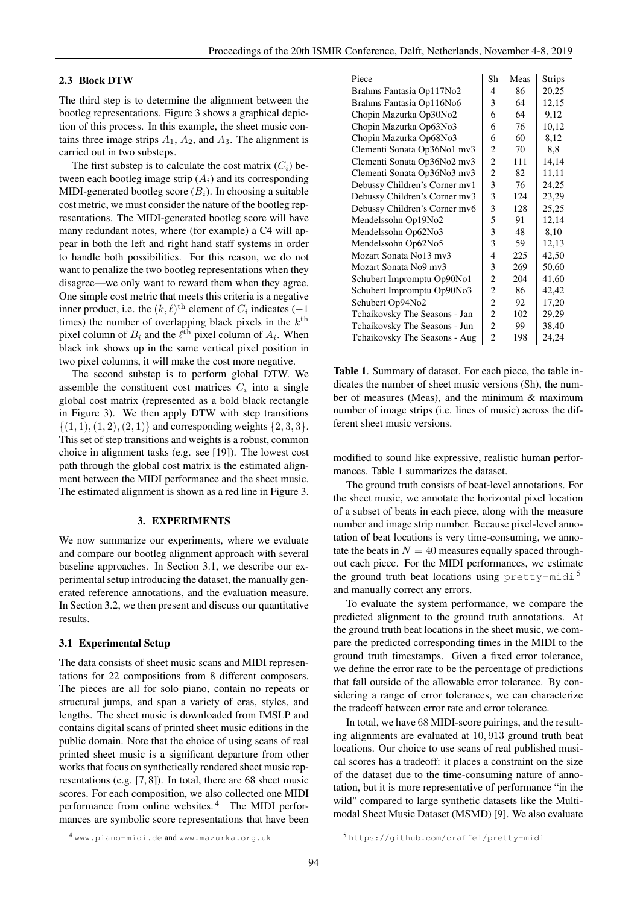### 2.3 Block DTW

The third step is to determine the alignment between the bootleg representations. Figure 3 shows a graphical depiction of this process. In this example, the sheet music contains three image strips $A_1$, $A_2$, and $A_3$. The alignment is carried out in two substeps.

The first substep is to calculate the cost matrix ($C_i$) between each bootleg image strip ($A_i$) and its corresponding MIDI-generated bootleg score ($B_i$). In choosing a suitable cost metric, we must consider the nature of the bootleg representations. The MIDI-generated bootleg score will have many redundant notes, where (for example) a C4 will appear in both the left and right hand staff systems in order to handle both possibilities. For this reason, we do not want to penalize the two bootleg representations when they disagree—we only want to reward them when they agree. One simple cost metric that meets this criteria is a negative inner product, i.e. the $(k, \ell)^{\text{th}}$ element of $C_i$ indicates ($-1$ times) the number of overlapping black pixels in the $k^{\text{th}}$ pixel column of $B_i$ and the $\ell^{\text{th}}$ pixel column of $A_i$. When black ink shows up in the same vertical pixel position in two pixel columns, it will make the cost more negative.

The second substep is to perform global DTW. We assemble the constituent cost matrices $C_i$ into a single global cost matrix (represented as a bold black rectangle in Figure 3). We then apply DTW with step transitions $\{(1, 1), (1, 2), (2, 1)\}$ and corresponding weights $\{2, 3, 3\}$. This set of step transitions and weights is a robust, common choice in alignment tasks (e.g. see [19]). The lowest cost path through the global cost matrix is the estimated alignment between the MIDI performance and the sheet music. The estimated alignment is shown as a red line in Figure 3.

## 3. EXPERIMENTS

We now summarize our experiments, where we evaluate and compare our bootleg alignment approach with several baseline approaches. In Section 3.1, we describe our experimental setup introducing the dataset, the manually generated reference annotations, and the evaluation measure. In Section 3.2, we then present and discuss our quantitative results.

### 3.1 Experimental Setup

The data consists of sheet music scans and MIDI representations for 22 compositions from 8 different composers. The pieces are all for solo piano, contain no repeats or structural jumps, and span a variety of eras, styles, and lengths. The sheet music is downloaded from IMSLP and contains digital scans of printed sheet music editions in the public domain. Note that the choice of using scans of real printed sheet music is a significant departure from other works that focus on synthetically rendered sheet music representations (e.g. [7, 8]). In total, there are 68 sheet music scores. For each composition, we also collected one MIDI performance from online websites. [4] The MIDI performances are symbolic score representations that have been modified to sound like expressive, realistic human performances. Table 1 summarizes the dataset.

| Piece | Sh | Meas | Strips |
|---|---|---|---|
| Brahms Fantasia Op117No2 | 4 | 86 | 20,25 |
| Brahms Fantasia Op116No6 | 3 | 64 | 12,15 |
| Chopin Mazurka Op30No2 | 6 | 64 | 9,12 |
| Chopin Mazurka Op63No3 | 6 | 76 | 10,12 |
| Chopin Mazurka Op68No3 | 6 | 60 | 8,12 |
| Clementi Sonata Op36No1 mv3 | 2 | 70 | 8,8 |
| Clementi Sonata Op36No2 mv3 | 2 | 111 | 14,14 |
| Clementi Sonata Op36No3 mv3 | 2 | 82 | 11,11 |
| Debussy Children's Corner mv1 | 3 | 76 | 24,25 |
| Debussy Children's Corner mv3 | 3 | 124 | 23,29 |
| Debussy Children's Corner mv6 | 3 | 128 | 25,25 |
| Mendelssohn Op19No2 | 5 | 91 | 12,14 |
| Mendelssohn Op62No3 | 3 | 48 | 8,10 |
| Mendelssohn Op62No5 | 3 | 59 | 12,13 |
| Mozart Sonata No13 mv3 | 4 | 225 | 42,50 |
| Mozart Sonata No9 mv3 | 3 | 269 | 50,60 |
| Schubert Impromptu Op90No1 | 2 | 204 | 41,60 |
| Schubert Impromptu Op90No3 | 2 | 86 | 42,42 |
| Schubert Op94No2 | 2 | 92 | 17,20 |
| Tchaikovsky The Seasons - Jan | 2 | 102 | 29,29 |
| Tchaikovsky The Seasons - Jun | 2 | 99 | 38,40 |
| Tchaikovsky The Seasons - Aug | 2 | 198 | 24,24 |

**Table 1**. Summary of dataset. For each piece, the table indicates the number of sheet music versions (Sh), the number of measures (Meas), and the minimum & maximum number of image strips (i.e. lines of music) across the different sheet music versions.

The ground truth consists of beat-level annotations. For the sheet music, we annotate the horizontal pixel location of a subset of beats in each piece, along with the measure number and image strip number. Because pixel-level annotation of beat locations is very time-consuming, we annotate the beats in $N = 40$ measures equally spaced throughout each piece. For the MIDI performances, we estimate the ground truth beat locations using `pretty-midi` [5] and manually correct any errors.

To evaluate the system performance, we compare the predicted alignment to the ground truth annotations. At the ground truth beat locations in the sheet music, we compare the predicted corresponding times in the MIDI to the ground truth timestamps. Given a fixed error tolerance, we define the error rate to be the percentage of predictions that fall outside of the allowable error tolerance. By considering a range of error tolerances, we can characterize the tradeoff between error rate and error tolerance.

In total, we have 68 MIDI-score pairings, and the resulting alignments are evaluated at 10,913 ground truth beat locations. Our choice to use scans of real published musical scores has a tradeoff: it places a constraint on the size of the dataset due to the time-consuming nature of annotation, but it is more representative of performance "in the wild" compared to large synthetic datasets like the Multimodal Sheet Music Dataset (MSMD) [9]. We also evaluate

[4] www.piano-midi.de and www.mazurka.org.uk

[5] https://github.com/craffel/pretty-midi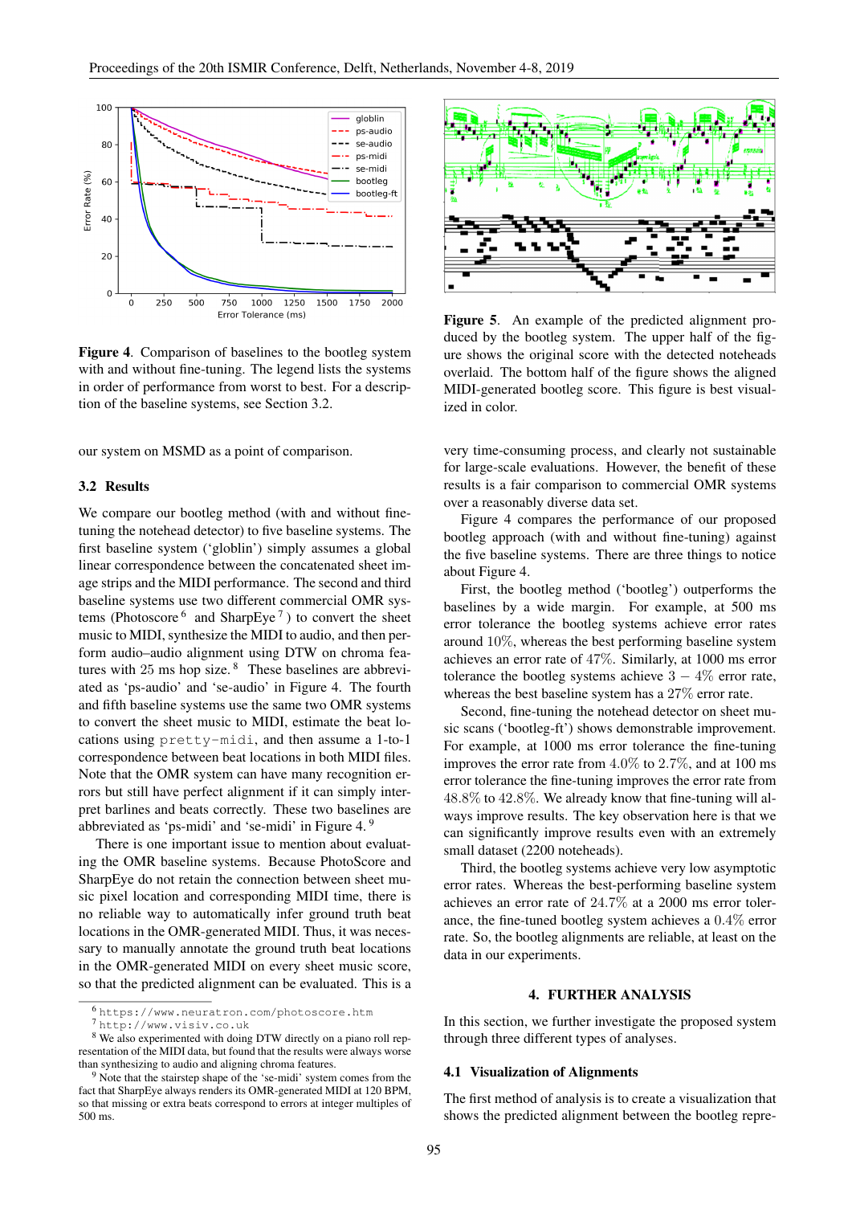**Figure 4**. Comparison of baselines to the bootleg system with and without fine-tuning. The legend lists the systems in order of performance from worst to best. For a description of the baseline systems, see Section 3.2.

our system on MSMD as a point of comparison.

### 3.2 Results

We compare our bootleg method (with and without fine-tuning the notehead detector) to five baseline systems. The first baseline system ('globlin') simply assumes a global linear correspondence between the concatenated sheet image strips and the MIDI performance. The second and third baseline systems use two different commercial OMR systems (Photoscore [6] and SharpEye [7]) to convert the sheet music to MIDI, synthesize the MIDI to audio, and then perform audio–audio alignment using DTW on chroma features with 25 ms hop size. [8] These baselines are abbreviated as 'ps-audio' and 'se-audio' in Figure 4. The fourth and fifth baseline systems use the same two OMR systems to convert the sheet music to MIDI, estimate the beat locations using `pretty-midi`, and then assume a 1-to-1 correspondence between beat locations in both MIDI files. Note that the OMR system can have many recognition errors but still have perfect alignment if it can simply interpret barlines and beats correctly. These two baselines are abbreviated as 'ps-midi' and 'se-midi' in Figure 4. [9]

There is one important issue to mention about evaluating the OMR baseline systems. Because PhotoScore and SharpEye do not retain the connection between sheet music pixel location and corresponding MIDI time, there is no reliable way to automatically infer ground truth beat locations in the OMR-generated MIDI. Thus, it was necessary to manually annotate the ground truth beat locations in the OMR-generated MIDI on every sheet music score, so that the predicted alignment can be evaluated. This is a very time-consuming process, and clearly not sustainable for large-scale evaluations. However, the benefit of these results is a fair comparison to commercial OMR systems over a reasonably diverse data set.

Figure 4 compares the performance of our proposed bootleg approach (with and without fine-tuning) against the five baseline systems. There are three things to notice about Figure 4.

First, the bootleg method ('bootleg') outperforms the baselines by a wide margin. For example, at 500 ms error tolerance the bootleg systems achieve error rates around $10\%$, whereas the best performing baseline system achieves an error rate of $47\%$. Similarly, at 1000 ms error tolerance the bootleg systems achieve $3-4\%$ error rate, whereas the best baseline system has a $27\%$ error rate.

Second, fine-tuning the notehead detector on sheet music scans ('bootleg-ft') shows demonstrable improvement. For example, at 1000 ms error tolerance the fine-tuning improves the error rate from $4.0\%$ to $2.7\%$, and at 100 ms error tolerance the fine-tuning improves the error rate from $48.8\%$ to $42.8\%$. We already know that fine-tuning will always improve results. The key observation here is that we can significantly improve results even with an extremely small dataset (2200 noteheads).

Third, the bootleg systems achieve very low asymptotic error rates. Whereas the best-performing baseline system achieves an error rate of $24.7\%$ at a 2000 ms error tolerance, the fine-tuned bootleg system achieves a $0.4\%$ error rate. So, the bootleg alignments are reliable, at least on the data in our experiments.

**Figure 5**. An example of the predicted alignment produced by the bootleg system. The upper half of the figure shows the original score with the detected noteheads overlaid. The bottom half of the figure shows the aligned MIDI-generated bootleg score. This figure is best visualized in color.

## 4. FURTHER ANALYSIS

In this section, we further investigate the proposed system through three different types of analyses.

### 4.1 Visualization of Alignments

The first method of analysis is to create a visualization that shows the predicted alignment between the bootleg repre-

[6] https://www.neuratron.com/photoscore.htm

[7] http://www.visiv.co.uk

[8] We also experimented with doing DTW directly on a piano roll representation of the MIDI data, but found that the results were always worse than synthesizing to audio and aligning chroma features.

[9] Note that the stairstep shape of the 'se-midi' system comes from the fact that SharpEye always renders its OMR-generated MIDI at 120 BPM, so that missing or extra beats correspond to errors at integer multiples of 500 ms.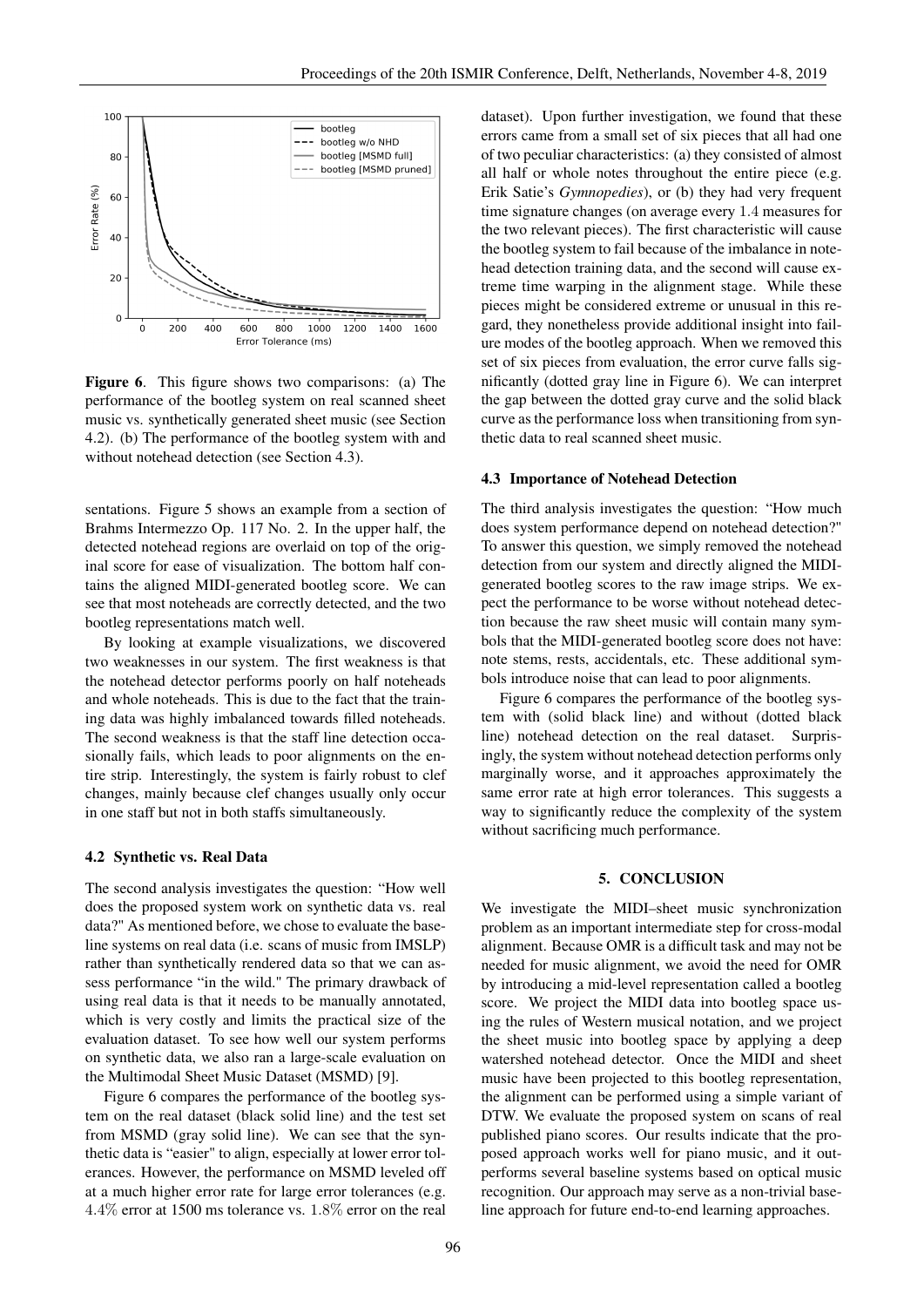Figure 6. This figure shows two comparisons: (a) The performance of the bootleg system on real scanned sheet music vs. synthetically generated sheet music (see Section 4.2). (b) The performance of the bootleg system with and without notehead detection (see Section 4.3).

sentations. Figure 5 shows an example from a section of Brahms Intermezzo Op. 117 No. 2. In the upper half, the detected notehead regions are overlaid on top of the original score for ease of visualization. The bottom half contains the aligned MIDI-generated bootleg score. We can see that most noteheads are correctly detected, and the two bootleg representations match well.

By looking at example visualizations, we discovered two weaknesses in our system. The first weakness is that the notehead detector performs poorly on half noteheads and whole noteheads. This is due to the fact that the training data was highly imbalanced towards filled noteheads. The second weakness is that the staff line detection occasionally fails, which leads to poor alignments on the entire strip. Interestingly, the system is fairly robust to clef changes, mainly because clef changes usually only occur in one staff but not in both staffs simultaneously.

### 4.2 Synthetic vs. Real Data

The second analysis investigates the question: "How well does the proposed system work on synthetic data vs. real data?" As mentioned before, we chose to evaluate the baseline systems on real data (i.e. scans of music from IMSLP) rather than synthetically rendered data so that we can assess performance "in the wild." The primary drawback of using real data is that it needs to be manually annotated, which is very costly and limits the practical size of the evaluation dataset. To see how well our system performs on synthetic data, we also ran a large-scale evaluation on the Multimodal Sheet Music Dataset (MSMD) [9].

Figure 6 compares the performance of the bootleg system on the real dataset (black solid line) and the test set from MSMD (gray solid line). We can see that the synthetic data is "easier" to align, especially at lower error tolerances. However, the performance on MSMD leveled off at a much higher error rate for large error tolerances (e.g. $4.4\%$ error at 1500 ms tolerance vs. $1.8\%$ error on the real dataset). Upon further investigation, we found that these errors came from a small set of six pieces that all had one of two peculiar characteristics: (a) they consisted of almost all half or whole notes throughout the entire piece (e.g. Erik Satie's *Gymnopedies*), or (b) they had very frequent time signature changes (on average every $1.4$ measures for the two relevant pieces). The first characteristic will cause the bootleg system to fail because of the imbalance in notehead detection training data, and the second will cause extreme time warping in the alignment stage. While these pieces might be considered extreme or unusual in this regard, they nonetheless provide additional insight into failure modes of the bootleg approach. When we removed this set of six pieces from evaluation, the error curve falls significantly (dotted gray line in Figure 6). We can interpret the gap between the dotted gray curve and the solid black curve as the performance loss when transitioning from synthetic data to real scanned sheet music.

### 4.3 Importance of Notehead Detection

The third analysis investigates the question: "How much does system performance depend on notehead detection?" To answer this question, we simply removed the notehead detection from our system and directly aligned the MIDI-generated bootleg scores to the raw image strips. We expect the performance to be worse without notehead detection because the raw sheet music will contain many symbols that the MIDI-generated bootleg score does not have: note stems, rests, accidentals, etc. These additional symbols introduce noise that can lead to poor alignments.

Figure 6 compares the performance of the bootleg system with (solid black line) and without (dotted black line) notehead detection on the real dataset. Surprisingly, the system without notehead detection performs only marginally worse, and it approaches approximately the same error rate at high error tolerances. This suggests a way to significantly reduce the complexity of the system without sacrificing much performance.

## 5. CONCLUSION

We investigate the MIDI–sheet music synchronization problem as an important intermediate step for cross-modal alignment. Because OMR is a difficult task and may not be needed for music alignment, we avoid the need for OMR by introducing a mid-level representation called a bootleg score. We project the MIDI data into bootleg space using the rules of Western musical notation, and we project the sheet music into bootleg space by applying a deep watershed notehead detector. Once the MIDI and sheet music have been projected to this bootleg representation, the alignment can be performed using a simple variant of DTW. We evaluate the proposed system on scans of real published piano scores. Our results indicate that the proposed approach works well for piano music, and it outperforms several baseline systems based on optical music recognition. Our approach may serve as a non-trivial baseline approach for future end-to-end learning approaches.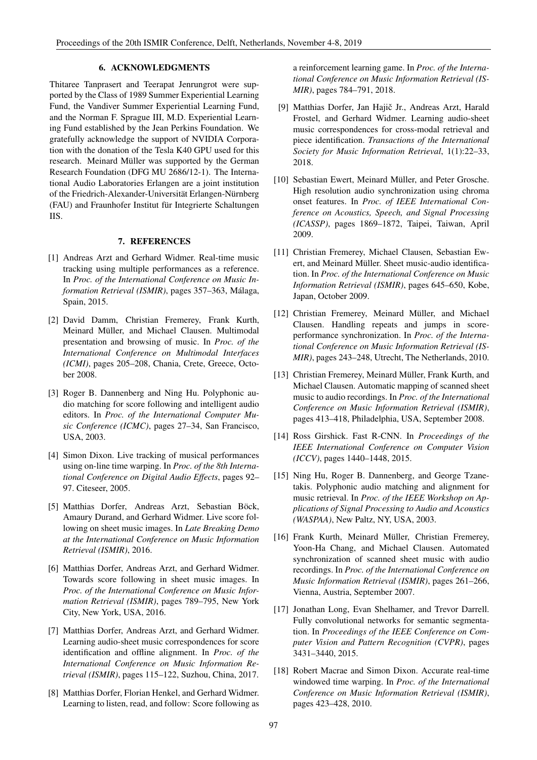## 6. ACKNOWLEDGMENTS

Thitaree Tanprasert and Teerapat Jenrungrot were supported by the Class of 1989 Summer Experiential Learning Fund, the Vandiver Summer Experiential Learning Fund, and the Norman F. Sprague III, M.D. Experiential Learning Fund established by the Jean Perkins Foundation. We gratefully acknowledge the support of NVIDIA Corporation with the donation of the Tesla K40 GPU used for this research. Meinard Müller was supported by the German Research Foundation (DFG MU 2686/12-1). The International Audio Laboratories Erlangen are a joint institution of the Friedrich-Alexander-Universität Erlangen-Nürnberg (FAU) and Fraunhofer Institut für Integrierte Schaltungen IIS.

## 7. REFERENCES

[1] Andreas Arzt and Gerhard Widmer. Real-time music tracking using multiple performances as a reference. In *Proc. of the International Conference on Music Information Retrieval (ISMIR)*, pages 357–363, Málaga, Spain, 2015.

[2] David Damm, Christian Fremerey, Frank Kurth, Meinard Müller, and Michael Clausen. Multimodal presentation and browsing of music. In *Proc. of the International Conference on Multimodal Interfaces (ICMI)*, pages 205–208, Chania, Crete, Greece, October 2008.

[3] Roger B. Dannenberg and Ning Hu. Polyphonic audio matching for score following and intelligent audio editors. In *Proc. of the International Computer Music Conference (ICMC)*, pages 27–34, San Francisco, USA, 2003.

[4] Simon Dixon. Live tracking of musical performances using on-line time warping. In *Proc. of the 8th International Conference on Digital Audio Effects*, pages 92–97. Citeseer, 2005.

[5] Matthias Dorfer, Andreas Arzt, Sebastian Böck, Amaury Durand, and Gerhard Widmer. Live score following on sheet music images. In *Late Breaking Demo at the International Conference on Music Information Retrieval (ISMIR)*, 2016.

[6] Matthias Dorfer, Andreas Arzt, and Gerhard Widmer. Towards score following in sheet music images. In *Proc. of the International Conference on Music Information Retrieval (ISMIR)*, pages 789–795, New York City, New York, USA, 2016.

[7] Matthias Dorfer, Andreas Arzt, and Gerhard Widmer. Learning audio-sheet music correspondences for score identification and offline alignment. In *Proc. of the International Conference on Music Information Retrieval (ISMIR)*, pages 115–122, Suzhou, China, 2017.

[8] Matthias Dorfer, Florian Henkel, and Gerhard Widmer. Learning to listen, read, and follow: Score following as a reinforcement learning game. In *Proc. of the International Conference on Music Information Retrieval (ISMIR)*, pages 784–791, 2018.

[9] Matthias Dorfer, Jan Hajič Jr., Andreas Arzt, Harald Frostel, and Gerhard Widmer. Learning audio-sheet music correspondences for cross-modal retrieval and piece identification. *Transactions of the International Society for Music Information Retrieval*, 1(1):22–33, 2018.

[10] Sebastian Ewert, Meinard Müller, and Peter Grosche. High resolution audio synchronization using chroma onset features. In *Proc. of IEEE International Conference on Acoustics, Speech, and Signal Processing (ICASSP)*, pages 1869–1872, Taipei, Taiwan, April 2009.

[11] Christian Fremerey, Michael Clausen, Sebastian Ewert, and Meinard Müller. Sheet music-audio identification. In *Proc. of the International Conference on Music Information Retrieval (ISMIR)*, pages 645–650, Kobe, Japan, October 2009.

[12] Christian Fremerey, Meinard Müller, and Michael Clausen. Handling repeats and jumps in score-performance synchronization. In *Proc. of the International Conference on Music Information Retrieval (ISMIR)*, pages 243–248, Utrecht, The Netherlands, 2010.

[13] Christian Fremerey, Meinard Müller, Frank Kurth, and Michael Clausen. Automatic mapping of scanned sheet music to audio recordings. In *Proc. of the International Conference on Music Information Retrieval (ISMIR)*, pages 413–418, Philadelphia, USA, September 2008.

[14] Ross Girshick. Fast R-CNN. In *Proceedings of the IEEE International Conference on Computer Vision (ICCV)*, pages 1440–1448, 2015.

[15] Ning Hu, Roger B. Dannenberg, and George Tzanetakis. Polyphonic audio matching and alignment for music retrieval. In *Proc. of the IEEE Workshop on Applications of Signal Processing to Audio and Acoustics (WASPAA)*, New Paltz, NY, USA, 2003.

[16] Frank Kurth, Meinard Müller, Christian Fremerey, Yoon-Ha Chang, and Michael Clausen. Automated synchronization of scanned sheet music with audio recordings. In *Proc. of the International Conference on Music Information Retrieval (ISMIR)*, pages 261–266, Vienna, Austria, September 2007.

[17] Jonathan Long, Evan Shelhamer, and Trevor Darrell. Fully convolutional networks for semantic segmentation. In *Proceedings of the IEEE Conference on Computer Vision and Pattern Recognition (CVPR)*, pages 3431–3440, 2015.

[18] Robert Macrae and Simon Dixon. Accurate real-time windowed time warping. In *Proc. of the International Conference on Music Information Retrieval (ISMIR)*, pages 423–428, 2010.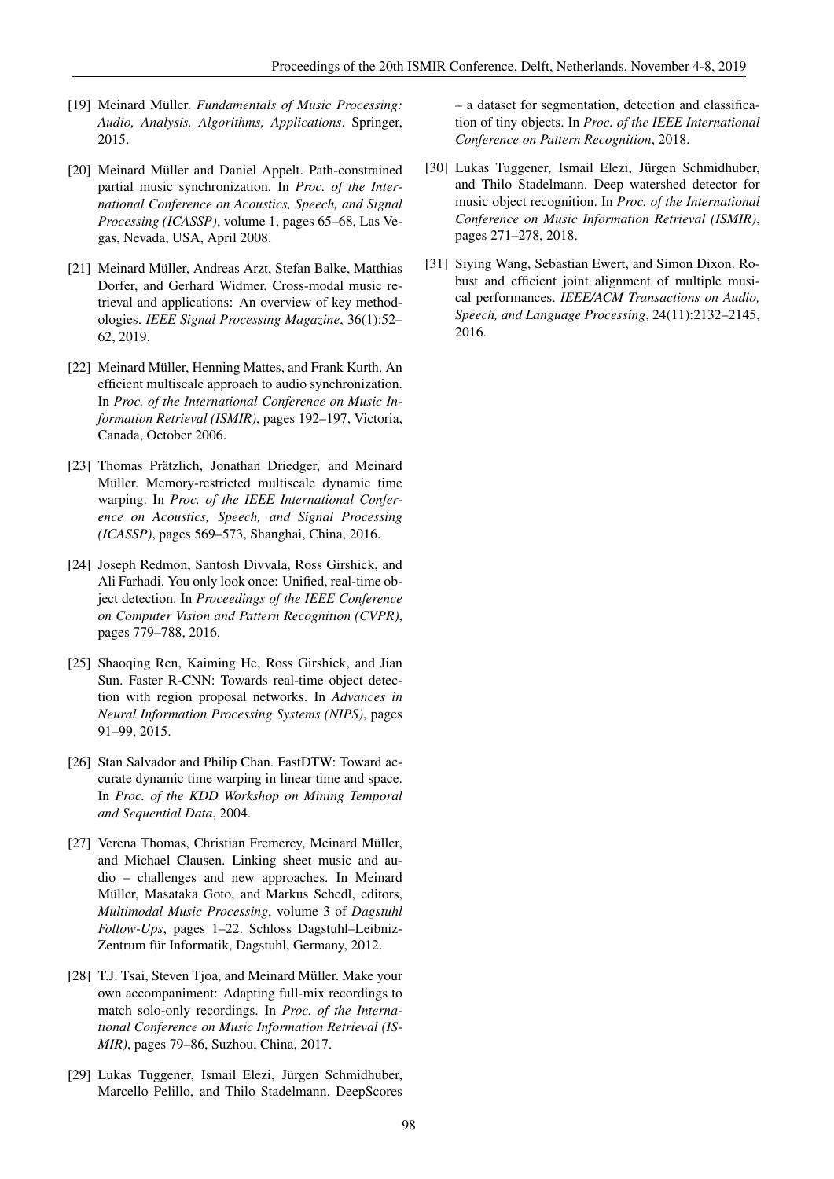[19] Meinard Müller. *Fundamentals of Music Processing: Audio, Analysis, Algorithms, Applications*. Springer, 2015.

[20] Meinard Müller and Daniel Appelt. Path-constrained partial music synchronization. In *Proc. of the International Conference on Acoustics, Speech, and Signal Processing (ICASSP)*, volume 1, pages 65–68, Las Vegas, Nevada, USA, April 2008.

[21] Meinard Müller, Andreas Arzt, Stefan Balke, Matthias Dorfer, and Gerhard Widmer. Cross-modal music retrieval and applications: An overview of key methodologies. *IEEE Signal Processing Magazine*, 36(1):52–62, 2019.

[22] Meinard Müller, Henning Mattes, and Frank Kurth. An efficient multiscale approach to audio synchronization. In *Proc. of the International Conference on Music Information Retrieval (ISMIR)*, pages 192–197, Victoria, Canada, October 2006.

[23] Thomas Prätzlich, Jonathan Driedger, and Meinard Müller. Memory-restricted multiscale dynamic time warping. In *Proc. of the IEEE International Conference on Acoustics, Speech, and Signal Processing (ICASSP)*, pages 569–573, Shanghai, China, 2016.

[24] Joseph Redmon, Santosh Divvala, Ross Girshick, and Ali Farhadi. You only look once: Unified, real-time object detection. In *Proceedings of the IEEE Conference on Computer Vision and Pattern Recognition (CVPR)*, pages 779–788, 2016.

[25] Shaoqing Ren, Kaiming He, Ross Girshick, and Jian Sun. Faster R-CNN: Towards real-time object detection with region proposal networks. In *Advances in Neural Information Processing Systems (NIPS)*, pages 91–99, 2015.

[26] Stan Salvador and Philip Chan. FastDTW: Toward accurate dynamic time warping in linear time and space. In *Proc. of the KDD Workshop on Mining Temporal and Sequential Data*, 2004.

[27] Verena Thomas, Christian Fremerey, Meinard Müller, and Michael Clausen. Linking sheet music and audio – challenges and new approaches. In Meinard Müller, Masataka Goto, and Markus Schedl, editors, *Multimodal Music Processing*, volume 3 of *Dagstuhl Follow-Ups*, pages 1–22. Schloss Dagstuhl–Leibniz-Zentrum für Informatik, Dagstuhl, Germany, 2012.

[28] T.J. Tsai, Steven Tjoa, and Meinard Müller. Make your own accompaniment: Adapting full-mix recordings to match solo-only recordings. In *Proc. of the International Conference on Music Information Retrieval (ISMIR)*, pages 79–86, Suzhou, China, 2017.

[29] Lukas Tuggener, Ismail Elezi, Jürgen Schmidhuber, Marcello Pelillo, and Thilo Stadelmann. DeepScores – a dataset for segmentation, detection and classification of tiny objects. In *Proc. of the IEEE International Conference on Pattern Recognition*, 2018.

[30] Lukas Tuggener, Ismail Elezi, Jürgen Schmidhuber, and Thilo Stadelmann. Deep watershed detector for music object recognition. In *Proc. of the International Conference on Music Information Retrieval (ISMIR)*, pages 271–278, 2018.

[31] Siying Wang, Sebastian Ewert, and Simon Dixon. Robust and efficient joint alignment of multiple musical performances. *IEEE/ACM Transactions on Audio, Speech, and Language Processing*, 24(11):2132–2145, 2016.